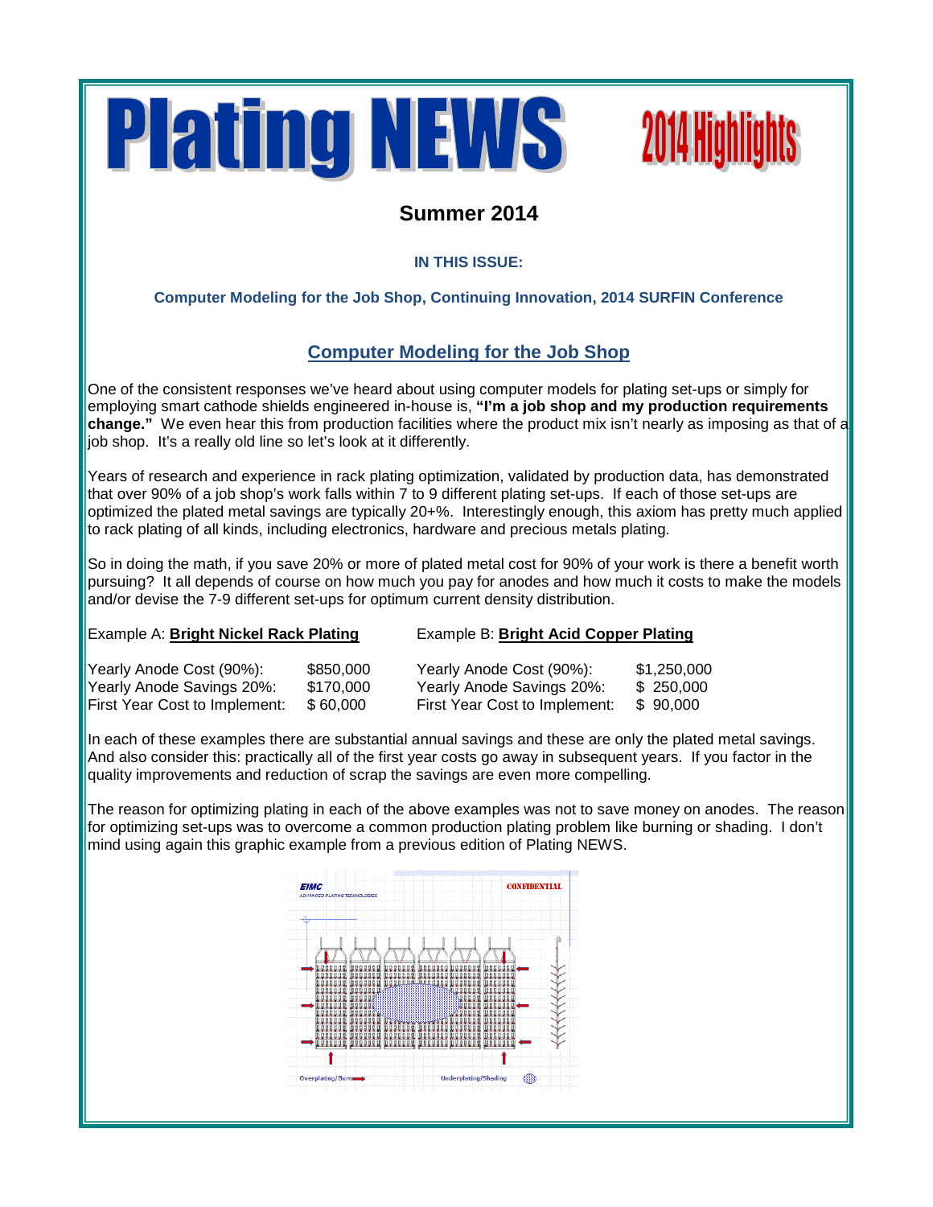# Plating NEWS

**2014 Highlights**

## Summer 2014

**IN THIS ISSUE:**

**Computer Modeling for the Job Shop, Continuing Innovation, 2014 SURFIN Conference**

## Computer Modeling for the Job Shop

One of the consistent responses we've heard about using computer models for plating set-ups or simply for employing smart cathode shields engineered in-house is, **"I'm a job shop and my production requirements change."** We even hear this from production facilities where the product mix isn't nearly as imposing as that of a job shop. It's a really old line so let's look at it differently.

Years of research and experience in rack plating optimization, validated by production data, has demonstrated that over 90% of a job shop's work falls within 7 to 9 different plating set-ups. If each of those set-ups are optimized the plated metal savings are typically 20+%. Interestingly enough, this axiom has pretty much applied to rack plating of all kinds, including electronics, hardware and precious metals plating.

So in doing the math, if you save 20% or more of plated metal cost for 90% of your work is there a benefit worth pursuing? It all depends of course on how much you pay for anodes and how much it costs to make the models and/or devise the 7-9 different set-ups for optimum current density distribution.

Example A: **Bright Nickel Rack Plating**

| | |
|---|---|
| Yearly Anode Cost (90%): | $850,000 |
| Yearly Anode Savings 20%: | $170,000 |
| First Year Cost to Implement: | $ 60,000 |

Example B: **Bright Acid Copper Plating**

| | |
|---|---|
| Yearly Anode Cost (90%): | $1,250,000 |
| Yearly Anode Savings 20%: | $ 250,000 |
| First Year Cost to Implement: | $ 90,000 |

In each of these examples there are substantial annual savings and these are only the plated metal savings. And also consider this: practically all of the first year costs go away in subsequent years. If you factor in the quality improvements and reduction of scrap the savings are even more compelling.

The reason for optimizing plating in each of the above examples was not to save money on anodes. The reason for optimizing set-ups was to overcome a common production plating problem like burning or shading. I don't mind using again this graphic example from a previous edition of Plating NEWS.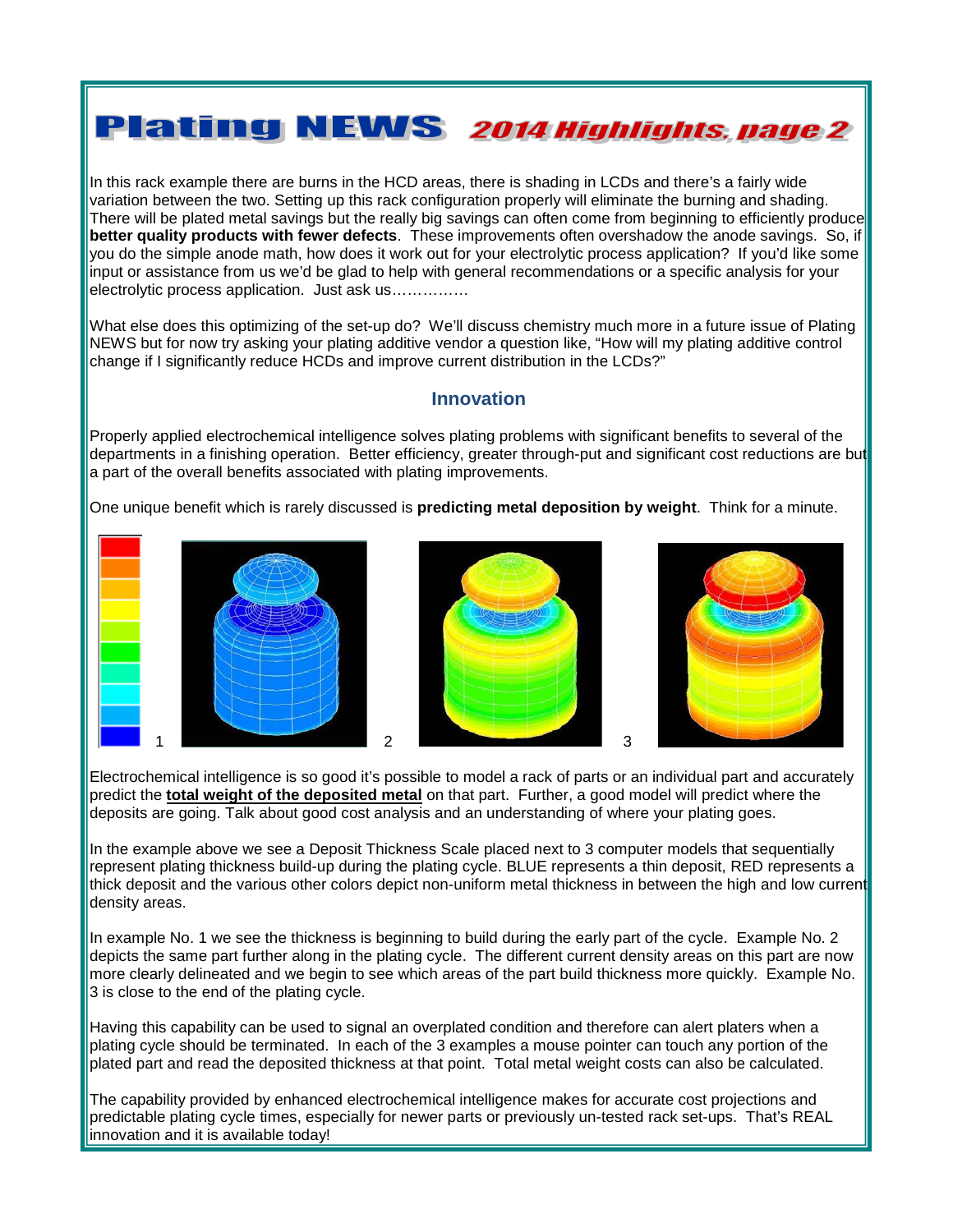# Plating NEWS 2014 Highlights, page 2

In this rack example there are burns in the HCD areas, there is shading in LCDs and there's a fairly wide variation between the two. Setting up this rack configuration properly will eliminate the burning and shading. There will be plated metal savings but the really big savings can often come from beginning to efficiently produce **better quality products with fewer defects**. These improvements often overshadow the anode savings. So, if you do the simple anode math, how does it work out for your electrolytic process application? If you'd like some input or assistance from us we'd be glad to help with general recommendations or a specific analysis for your electrolytic process application. Just ask us……………

What else does this optimizing of the set-up do? We'll discuss chemistry much more in a future issue of Plating NEWS but for now try asking your plating additive vendor a question like, "How will my plating additive control change if I significantly reduce HCDs and improve current distribution in the LCDs?"

## Innovation

Properly applied electrochemical intelligence solves plating problems with significant benefits to several of the departments in a finishing operation. Better efficiency, greater through-put and significant cost reductions are but a part of the overall benefits associated with plating improvements.

One unique benefit which is rarely discussed is **predicting metal deposition by weight**. Think for a minute.

1 2 3

Electrochemical intelligence is so good it's possible to model a rack of parts or an individual part and accurately predict the **total weight of the deposited metal** on that part. Further, a good model will predict where the deposits are going. Talk about good cost analysis and an understanding of where your plating goes.

In the example above we see a Deposit Thickness Scale placed next to 3 computer models that sequentially represent plating thickness build-up during the plating cycle. BLUE represents a thin deposit, RED represents a thick deposit and the various other colors depict non-uniform metal thickness in between the high and low current density areas.

In example No. 1 we see the thickness is beginning to build during the early part of the cycle. Example No. 2 depicts the same part further along in the plating cycle. The different current density areas on this part are now more clearly delineated and we begin to see which areas of the part build thickness more quickly. Example No. 3 is close to the end of the plating cycle.

Having this capability can be used to signal an overplated condition and therefore can alert platers when a plating cycle should be terminated. In each of the 3 examples a mouse pointer can touch any portion of the plated part and read the deposited thickness at that point. Total metal weight costs can also be calculated.

The capability provided by enhanced electrochemical intelligence makes for accurate cost projections and predictable plating cycle times, especially for newer parts or previously un-tested rack set-ups. That's REAL innovation and it is available today!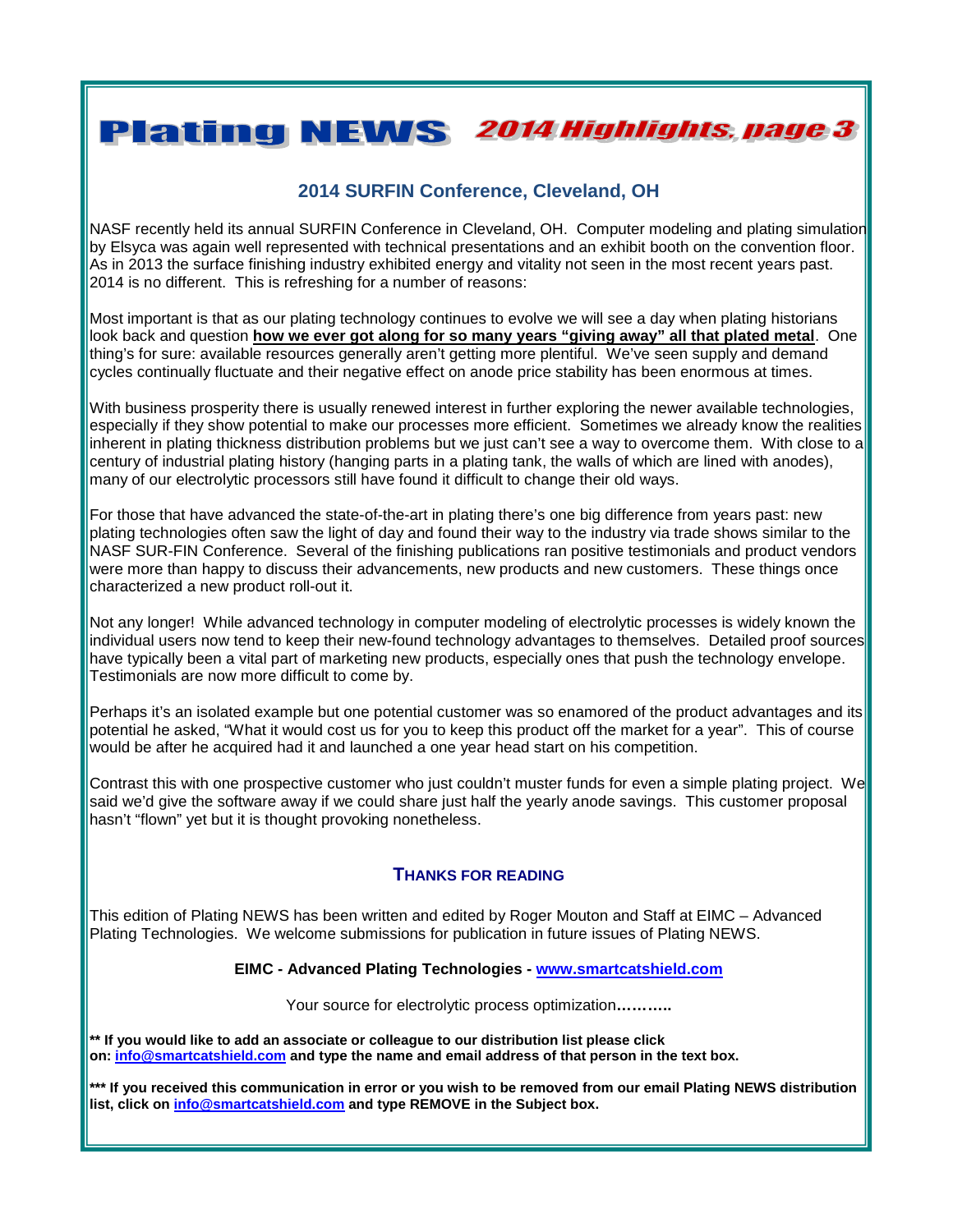# Plating NEWS 2014 Highlights, page 3

## 2014 SURFIN Conference, Cleveland, OH

NASF recently held its annual SURFIN Conference in Cleveland, OH. Computer modeling and plating simulation by Elsyca was again well represented with technical presentations and an exhibit booth on the convention floor. As in 2013 the surface finishing industry exhibited energy and vitality not seen in the most recent years past. 2014 is no different. This is refreshing for a number of reasons:

Most important is that as our plating technology continues to evolve we will see a day when plating historians look back and question **how we ever got along for so many years "giving away" all that plated metal**. One thing's for sure: available resources generally aren't getting more plentiful. We've seen supply and demand cycles continually fluctuate and their negative effect on anode price stability has been enormous at times.

With business prosperity there is usually renewed interest in further exploring the newer available technologies, especially if they show potential to make our processes more efficient. Sometimes we already know the realities inherent in plating thickness distribution problems but we just can't see a way to overcome them. With close to a century of industrial plating history (hanging parts in a plating tank, the walls of which are lined with anodes), many of our electrolytic processors still have found it difficult to change their old ways.

For those that have advanced the state-of-the-art in plating there's one big difference from years past: new plating technologies often saw the light of day and found their way to the industry via trade shows similar to the NASF SUR-FIN Conference. Several of the finishing publications ran positive testimonials and product vendors were more than happy to discuss their advancements, new products and new customers. These things once characterized a new product roll-out it.

Not any longer! While advanced technology in computer modeling of electrolytic processes is widely known the individual users now tend to keep their new-found technology advantages to themselves. Detailed proof sources have typically been a vital part of marketing new products, especially ones that push the technology envelope. Testimonials are now more difficult to come by.

Perhaps it's an isolated example but one potential customer was so enamored of the product advantages and its potential he asked, "What it would cost us for you to keep this product off the market for a year". This of course would be after he acquired had it and launched a one year head start on his competition.

Contrast this with one prospective customer who just couldn't muster funds for even a simple plating project. We said we'd give the software away if we could share just half the yearly anode savings. This customer proposal hasn't "flown" yet but it is thought provoking nonetheless.

### THANKS FOR READING

This edition of Plating NEWS has been written and edited by Roger Mouton and Staff at EIMC – Advanced Plating Technologies. We welcome submissions for publication in future issues of Plating NEWS.

**EIMC - Advanced Plating Technologies - www.smartcatshield.com**

Your source for electrolytic process optimization**………..**

**** If you would like to add an associate or colleague to our distribution list please click on: info@smartcatshield.com and type the name and email address of that person in the text box.**

***** If you received this communication in error or you wish to be removed from our email Plating NEWS distribution list, click on info@smartcatshield.com and type REMOVE in the Subject box.**